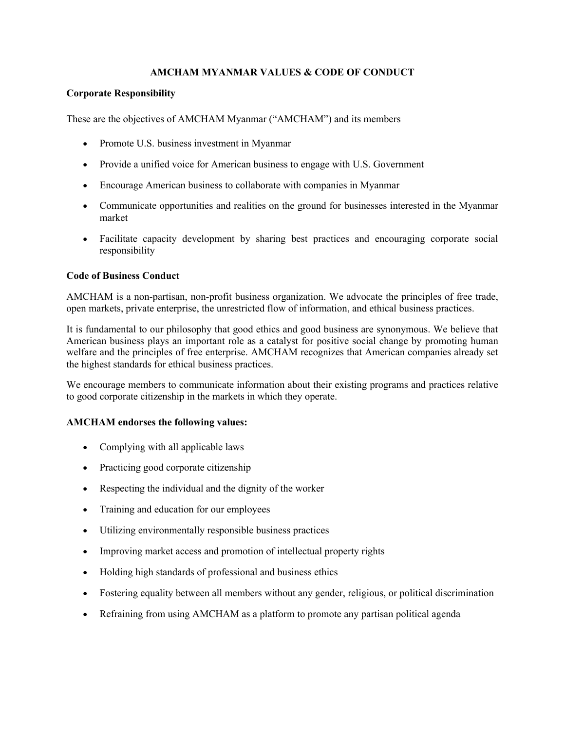# AMCHAM MYANMAR VALUES & CODE OF CONDUCT

## Corporate Responsibility

These are the objectives of AMCHAM Myanmar ("AMCHAM") and its members

- Promote U.S. business investment in Myanmar
- Provide a unified voice for American business to engage with U.S. Government
- Encourage American business to collaborate with companies in Myanmar
- Communicate opportunities and realities on the ground for businesses interested in the Myanmar market
- Facilitate capacity development by sharing best practices and encouraging corporate social responsibility

## Code of Business Conduct

AMCHAM is a non-partisan, non-profit business organization. We advocate the principles of free trade, open markets, private enterprise, the unrestricted flow of information, and ethical business practices.

It is fundamental to our philosophy that good ethics and good business are synonymous. We believe that American business plays an important role as a catalyst for positive social change by promoting human welfare and the principles of free enterprise. AMCHAM recognizes that American companies already set the highest standards for ethical business practices.

We encourage members to communicate information about their existing programs and practices relative to good corporate citizenship in the markets in which they operate.

## AMCHAM endorses the following values:

- Complying with all applicable laws
- Practicing good corporate citizenship
- Respecting the individual and the dignity of the worker
- Training and education for our employees
- Utilizing environmentally responsible business practices
- Improving market access and promotion of intellectual property rights
- Holding high standards of professional and business ethics
- Fostering equality between all members without any gender, religious, or political discrimination
- Refraining from using AMCHAM as a platform to promote any partisan political agenda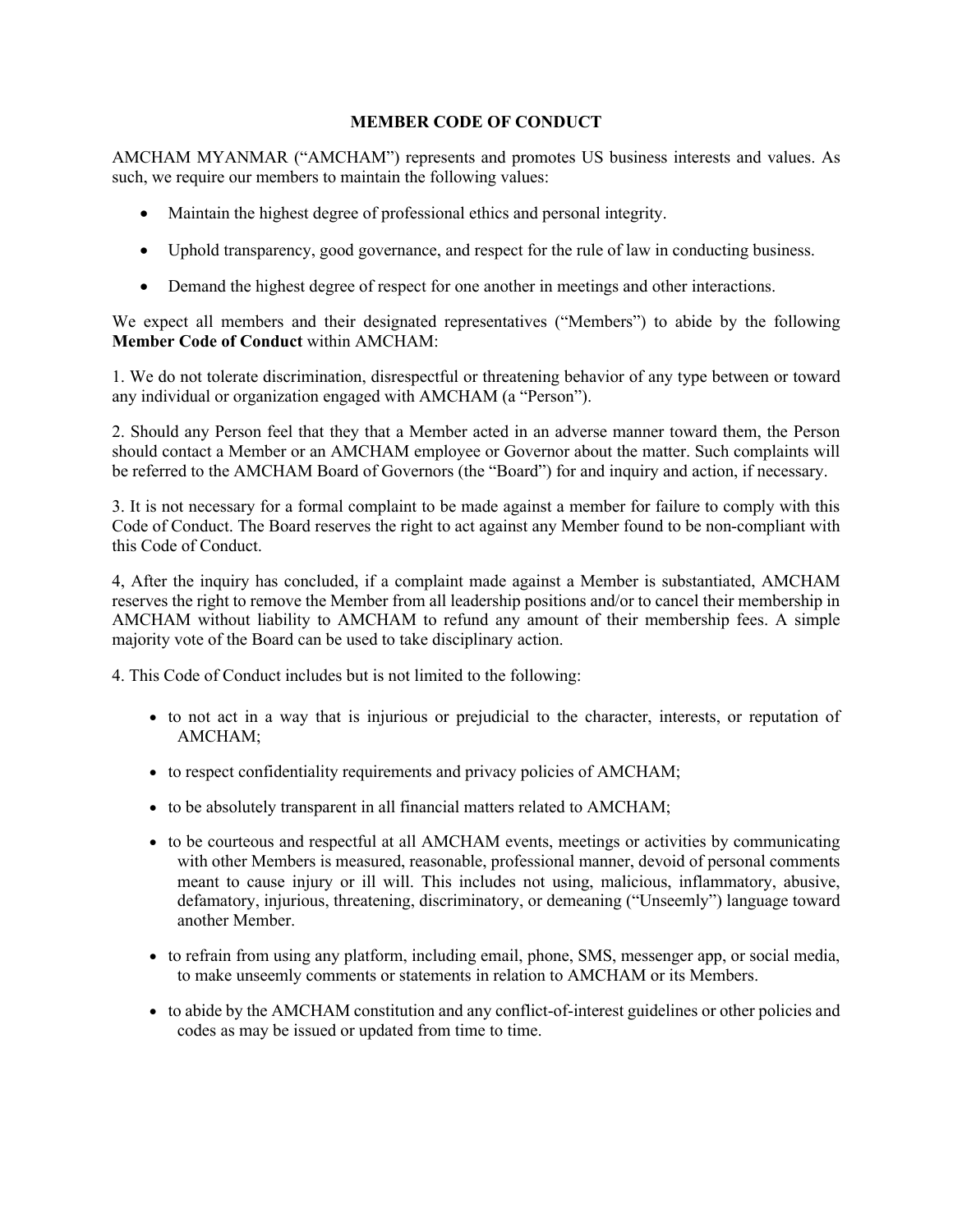# MEMBER CODE OF CONDUCT

AMCHAM MYANMAR ("AMCHAM") represents and promotes US business interests and values. As such, we require our members to maintain the following values:

- Maintain the highest degree of professional ethics and personal integrity.
- Uphold transparency, good governance, and respect for the rule of law in conducting business.
- Demand the highest degree of respect for one another in meetings and other interactions.

We expect all members and their designated representatives ("Members") to abide by the following **Member Code of Conduct** within AMCHAM:

1. We do not tolerate discrimination, disrespectful or threatening behavior of any type between or toward any individual or organization engaged with AMCHAM (a "Person").

2. Should any Person feel that they that a Member acted in an adverse manner toward them, the Person should contact a Member or an AMCHAM employee or Governor about the matter. Such complaints will be referred to the AMCHAM Board of Governors (the "Board") for and inquiry and action, if necessary.

3. It is not necessary for a formal complaint to be made against a member for failure to comply with this Code of Conduct. The Board reserves the right to act against any Member found to be non-compliant with this Code of Conduct.

4, After the inquiry has concluded, if a complaint made against a Member is substantiated, AMCHAM reserves the right to remove the Member from all leadership positions and/or to cancel their membership in AMCHAM without liability to AMCHAM to refund any amount of their membership fees. A simple majority vote of the Board can be used to take disciplinary action.

4. This Code of Conduct includes but is not limited to the following:

- to not act in a way that is injurious or prejudicial to the character, interests, or reputation of AMCHAM;
- to respect confidentiality requirements and privacy policies of AMCHAM;
- to be absolutely transparent in all financial matters related to AMCHAM;
- to be courteous and respectful at all AMCHAM events, meetings or activities by communicating with other Members is measured, reasonable, professional manner, devoid of personal comments meant to cause injury or ill will. This includes not using, malicious, inflammatory, abusive, defamatory, injurious, threatening, discriminatory, or demeaning ("Unseemly") language toward another Member.
- to refrain from using any platform, including email, phone, SMS, messenger app, or social media, to make unseemly comments or statements in relation to AMCHAM or its Members.
- to abide by the AMCHAM constitution and any conflict-of-interest guidelines or other policies and codes as may be issued or updated from time to time.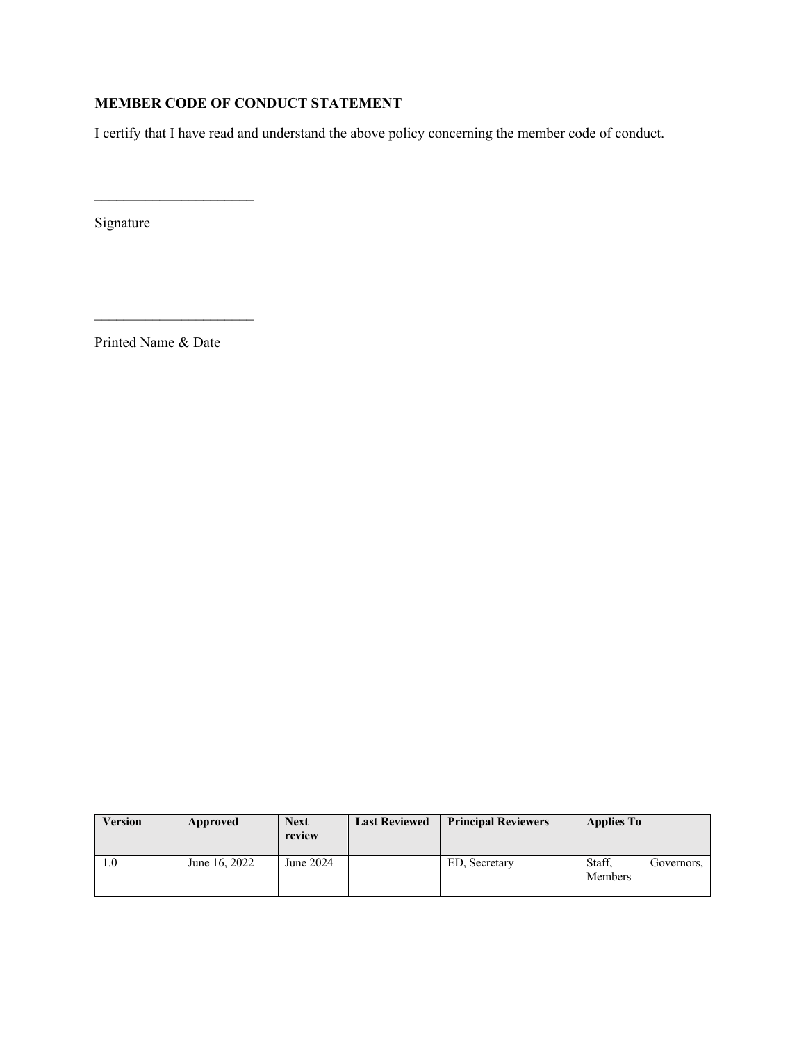**MEMBER CODE OF CONDUCT STATEMENT**

I certify that I have read and understand the above policy concerning the member code of conduct.

______________________

Signature

______________________

Printed Name & Date

| Version | Approved | Next review | Last Reviewed | Principal Reviewers | Applies To |
|---|---|---|---|---|---|
| 1.0 | June 16, 2022 | June 2024 | | ED, Secretary | Staff, Governors, Members |